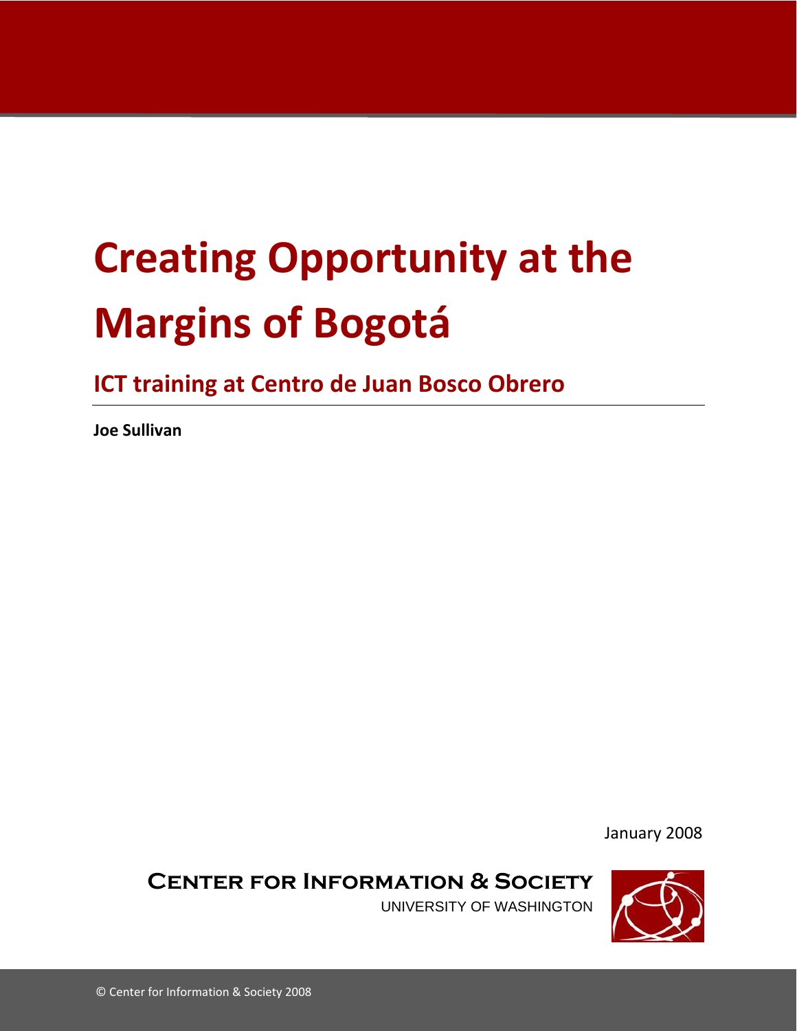# Creating Opportunity at the Margins of Bogotá

## ICT training at Centro de Juan Bosco Obrero

**Joe Sullivan**

January 2008

**Center for Information & Society**
University of Washington

© Center for Information & Society 2008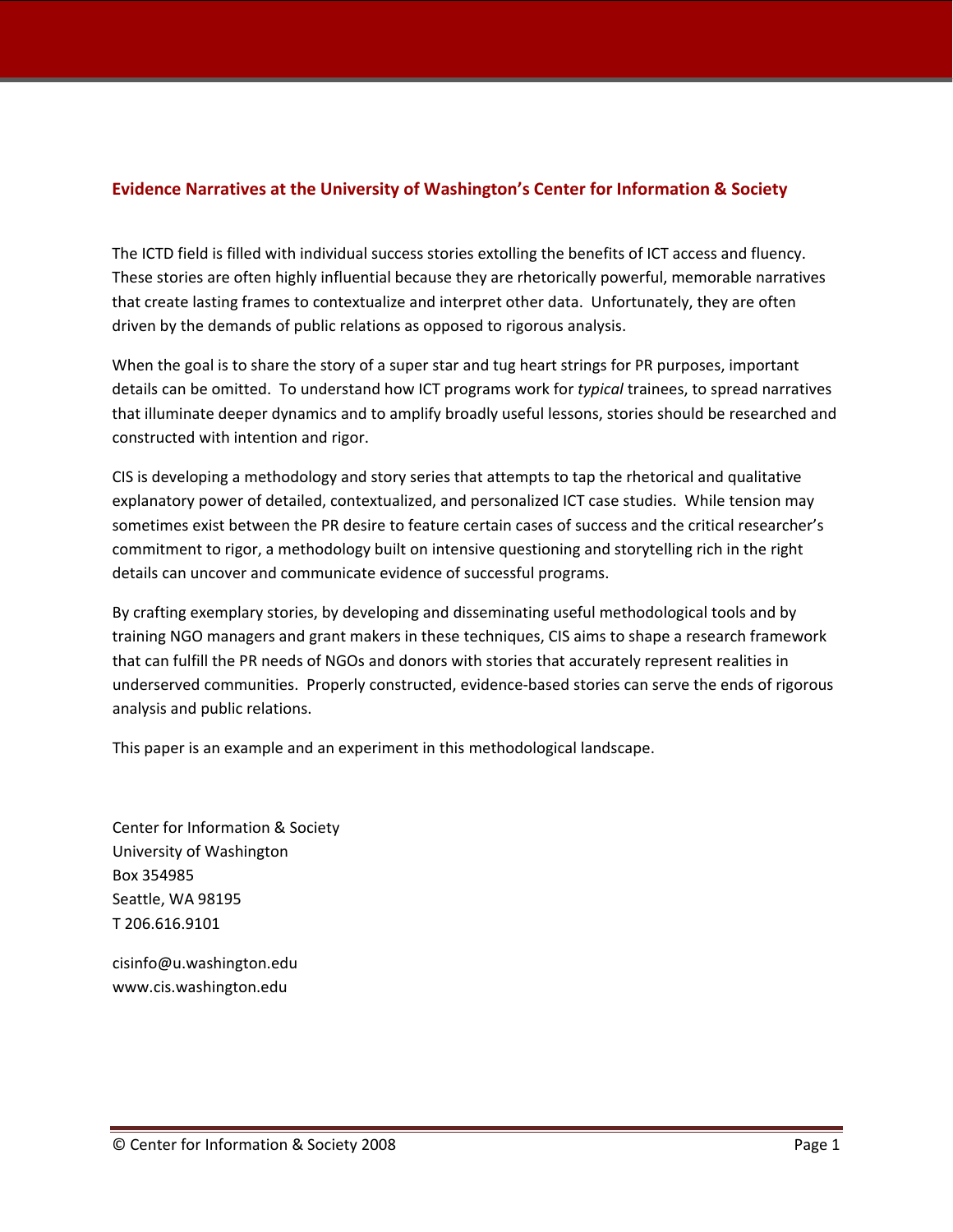## Evidence Narratives at the University of Washington's Center for Information & Society

The ICTD field is filled with individual success stories extolling the benefits of ICT access and fluency. These stories are often highly influential because they are rhetorically powerful, memorable narratives that create lasting frames to contextualize and interpret other data. Unfortunately, they are often driven by the demands of public relations as opposed to rigorous analysis.

When the goal is to share the story of a super star and tug heart strings for PR purposes, important details can be omitted. To understand how ICT programs work for *typical* trainees, to spread narratives that illuminate deeper dynamics and to amplify broadly useful lessons, stories should be researched and constructed with intention and rigor.

CIS is developing a methodology and story series that attempts to tap the rhetorical and qualitative explanatory power of detailed, contextualized, and personalized ICT case studies. While tension may sometimes exist between the PR desire to feature certain cases of success and the critical researcher's commitment to rigor, a methodology built on intensive questioning and storytelling rich in the right details can uncover and communicate evidence of successful programs.

By crafting exemplary stories, by developing and disseminating useful methodological tools and by training NGO managers and grant makers in these techniques, CIS aims to shape a research framework that can fulfill the PR needs of NGOs and donors with stories that accurately represent realities in underserved communities. Properly constructed, evidence-based stories can serve the ends of rigorous analysis and public relations.

This paper is an example and an experiment in this methodological landscape.

Center for Information & Society
University of Washington
Box 354985
Seattle, WA 98195
T 206.616.9101

cisinfo@u.washington.edu
www.cis.washington.edu

© Center for Information & Society 2008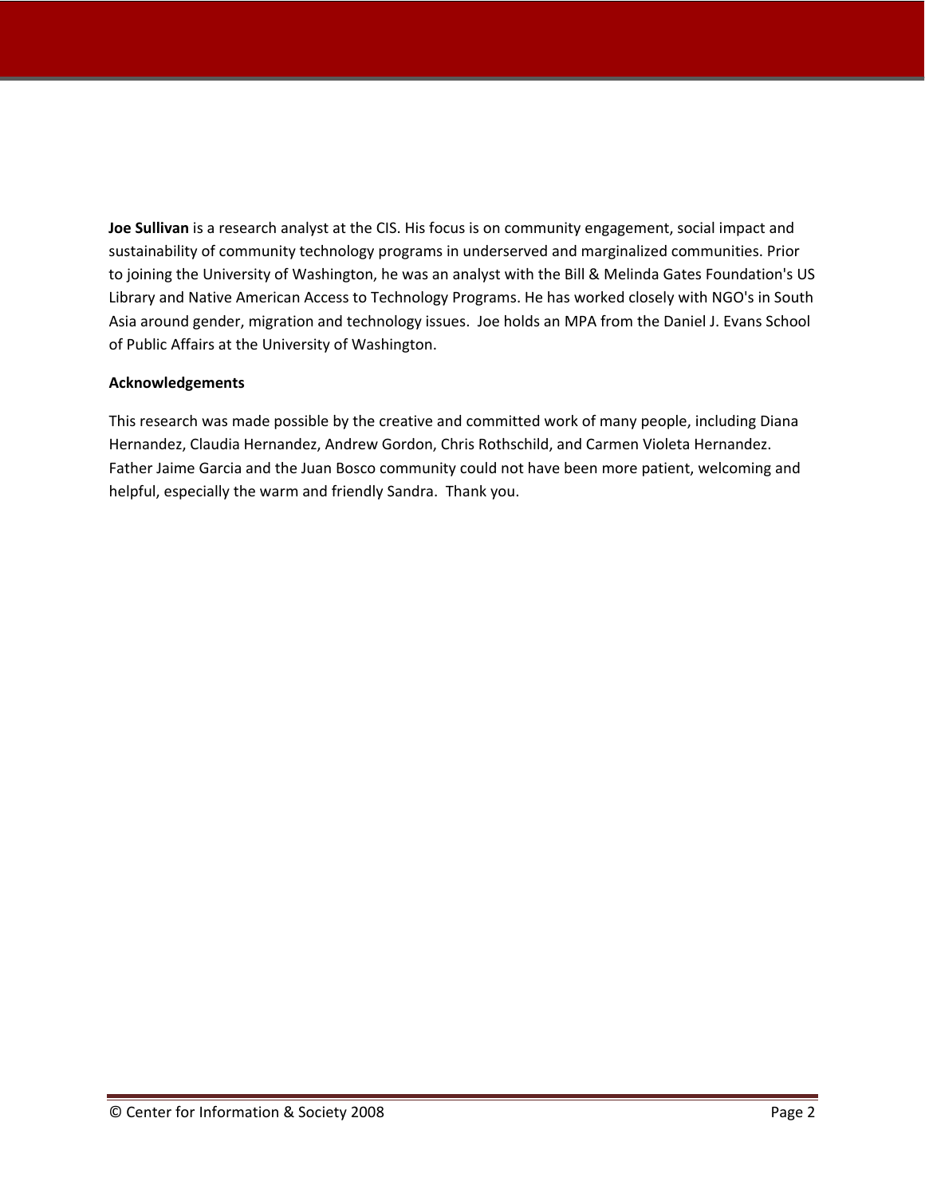**Joe Sullivan** is a research analyst at the CIS. His focus is on community engagement, social impact and sustainability of community technology programs in underserved and marginalized communities. Prior to joining the University of Washington, he was an analyst with the Bill & Melinda Gates Foundation's US Library and Native American Access to Technology Programs. He has worked closely with NGO's in South Asia around gender, migration and technology issues. Joe holds an MPA from the Daniel J. Evans School of Public Affairs at the University of Washington.

**Acknowledgements**

This research was made possible by the creative and committed work of many people, including Diana Hernandez, Claudia Hernandez, Andrew Gordon, Chris Rothschild, and Carmen Violeta Hernandez. Father Jaime Garcia and the Juan Bosco community could not have been more patient, welcoming and helpful, especially the warm and friendly Sandra. Thank you.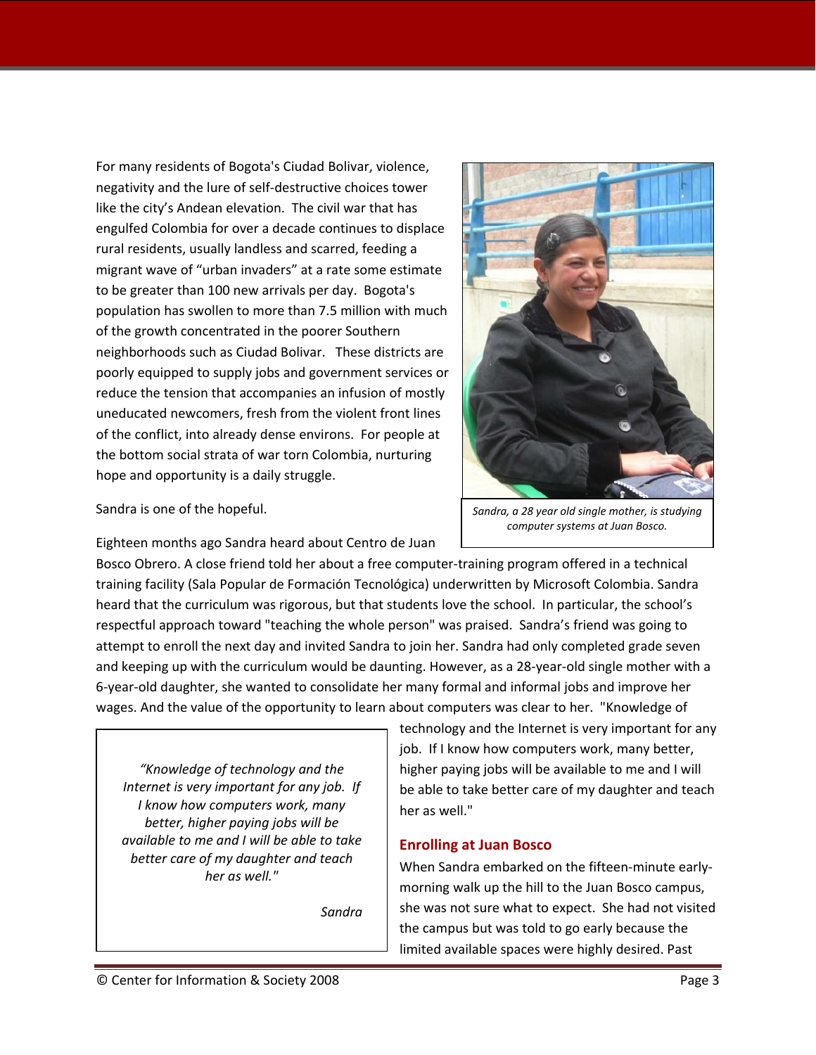For many residents of Bogota's Ciudad Bolivar, violence, negativity and the lure of self-destructive choices tower like the city's Andean elevation. The civil war that has engulfed Colombia for over a decade continues to displace rural residents, usually landless and scarred, feeding a migrant wave of "urban invaders" at a rate some estimate to be greater than 100 new arrivals per day. Bogota's population has swollen to more than 7.5 million with much of the growth concentrated in the poorer Southern neighborhoods such as Ciudad Bolivar. These districts are poorly equipped to supply jobs and government services or reduce the tension that accompanies an infusion of mostly uneducated newcomers, fresh from the violent front lines of the conflict, into already dense environs. For people at the bottom social strata of war torn Colombia, nurturing hope and opportunity is a daily struggle.

*Sandra, a 28 year old single mother, is studying computer systems at Juan Bosco.*

Sandra is one of the hopeful.

Eighteen months ago Sandra heard about Centro de Juan Bosco Obrero. A close friend told her about a free computer-training program offered in a technical training facility (Sala Popular de Formación Tecnológica) underwritten by Microsoft Colombia. Sandra heard that the curriculum was rigorous, but that students love the school. In particular, the school's respectful approach toward "teaching the whole person" was praised. Sandra's friend was going to attempt to enroll the next day and invited Sandra to join her. Sandra had only completed grade seven and keeping up with the curriculum would be daunting. However, as a 28-year-old single mother with a 6-year-old daughter, she wanted to consolidate her many formal and informal jobs and improve her wages. And the value of the opportunity to learn about computers was clear to her. "Knowledge of technology and the Internet is very important for any job. If I know how computers work, many better, higher paying jobs will be available to me and I will be able to take better care of my daughter and teach her as well."

> *"Knowledge of technology and the Internet is very important for any job. If I know how computers work, many better, higher paying jobs will be available to me and I will be able to take better care of my daughter and teach her as well."*
>
> *Sandra*

## Enrolling at Juan Bosco

When Sandra embarked on the fifteen-minute early-morning walk up the hill to the Juan Bosco campus, she was not sure what to expect. She had not visited the campus but was told to go early because the limited available spaces were highly desired. Past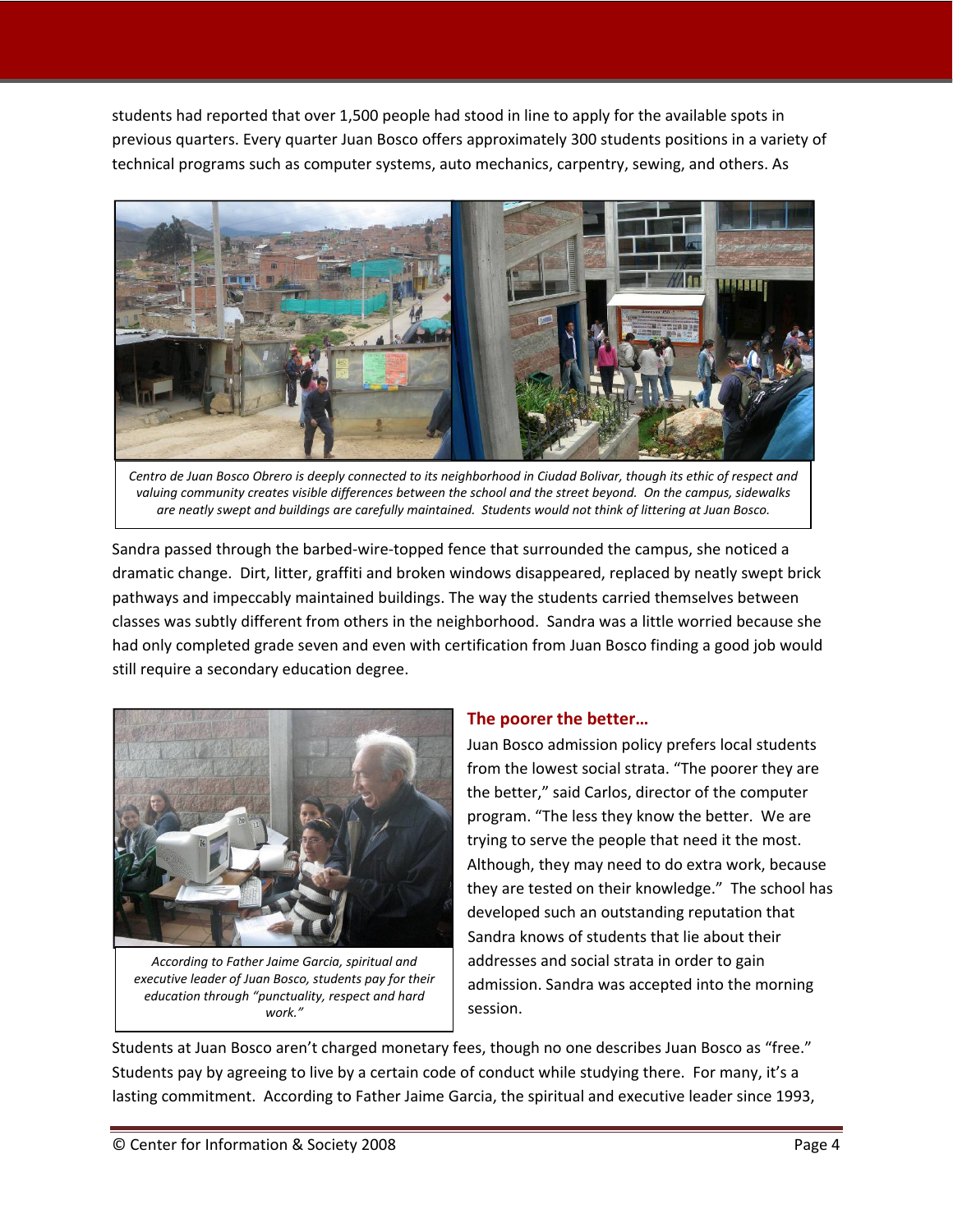students had reported that over 1,500 people had stood in line to apply for the available spots in previous quarters. Every quarter Juan Bosco offers approximately 300 students positions in a variety of technical programs such as computer systems, auto mechanics, carpentry, sewing, and others. As

*Centro de Juan Bosco Obrero is deeply connected to its neighborhood in Ciudad Bolivar, though its ethic of respect and valuing community creates visible differences between the school and the street beyond. On the campus, sidewalks are neatly swept and buildings are carefully maintained. Students would not think of littering at Juan Bosco.*

Sandra passed through the barbed-wire-topped fence that surrounded the campus, she noticed a dramatic change. Dirt, litter, graffiti and broken windows disappeared, replaced by neatly swept brick pathways and impeccably maintained buildings. The way the students carried themselves between classes was subtly different from others in the neighborhood. Sandra was a little worried because she had only completed grade seven and even with certification from Juan Bosco finding a good job would still require a secondary education degree.

*According to Father Jaime Garcia, spiritual and executive leader of Juan Bosco, students pay for their education through "punctuality, respect and hard work."*

### The poorer the better…

Juan Bosco admission policy prefers local students from the lowest social strata. "The poorer they are the better," said Carlos, director of the computer program. "The less they know the better. We are trying to serve the people that need it the most. Although, they may need to do extra work, because they are tested on their knowledge." The school has developed such an outstanding reputation that Sandra knows of students that lie about their addresses and social strata in order to gain admission. Sandra was accepted into the morning session.

Students at Juan Bosco aren't charged monetary fees, though no one describes Juan Bosco as "free." Students pay by agreeing to live by a certain code of conduct while studying there. For many, it's a lasting commitment. According to Father Jaime Garcia, the spiritual and executive leader since 1993,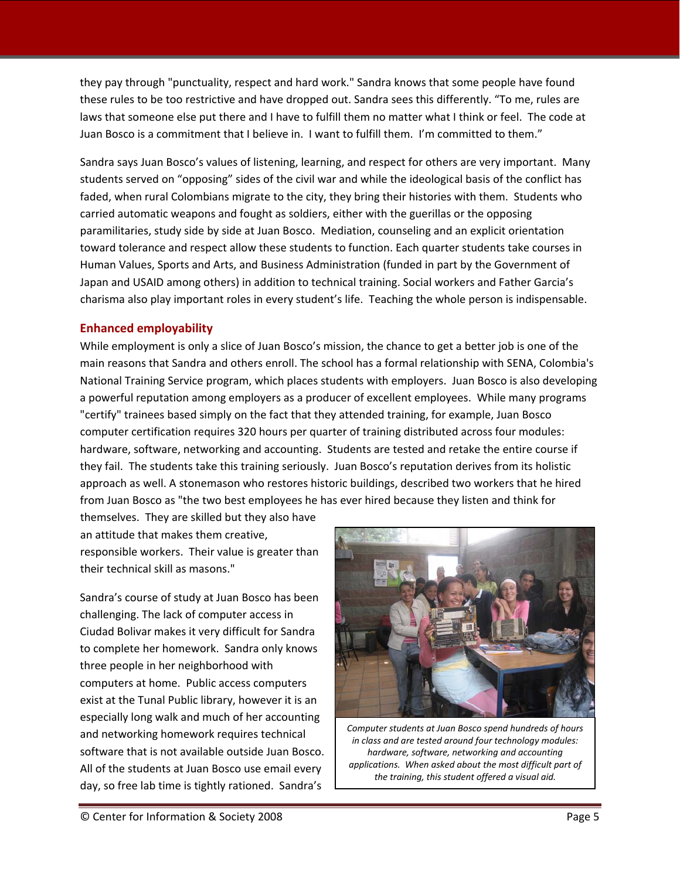they pay through "punctuality, respect and hard work." Sandra knows that some people have found these rules to be too restrictive and have dropped out. Sandra sees this differently. "To me, rules are laws that someone else put there and I have to fulfill them no matter what I think or feel. The code at Juan Bosco is a commitment that I believe in. I want to fulfill them. I'm committed to them."

Sandra says Juan Bosco's values of listening, learning, and respect for others are very important. Many students served on "opposing" sides of the civil war and while the ideological basis of the conflict has faded, when rural Colombians migrate to the city, they bring their histories with them. Students who carried automatic weapons and fought as soldiers, either with the guerillas or the opposing paramilitaries, study side by side at Juan Bosco. Mediation, counseling and an explicit orientation toward tolerance and respect allow these students to function. Each quarter students take courses in Human Values, Sports and Arts, and Business Administration (funded in part by the Government of Japan and USAID among others) in addition to technical training. Social workers and Father Garcia's charisma also play important roles in every student's life. Teaching the whole person is indispensable.

### Enhanced employability

While employment is only a slice of Juan Bosco's mission, the chance to get a better job is one of the main reasons that Sandra and others enroll. The school has a formal relationship with SENA, Colombia's National Training Service program, which places students with employers. Juan Bosco is also developing a powerful reputation among employers as a producer of excellent employees. While many programs "certify" trainees based simply on the fact that they attended training, for example, Juan Bosco computer certification requires 320 hours per quarter of training distributed across four modules: hardware, software, networking and accounting. Students are tested and retake the entire course if they fail. The students take this training seriously. Juan Bosco's reputation derives from its holistic approach as well. A stonemason who restores historic buildings, described two workers that he hired from Juan Bosco as "the two best employees he has ever hired because they listen and think for themselves. They are skilled but they also have an attitude that makes them creative, responsible workers. Their value is greater than their technical skill as masons."

*Computer students at Juan Bosco spend hundreds of hours in class and are tested around four technology modules: hardware, software, networking and accounting applications. When asked about the most difficult part of the training, this student offered a visual aid.*

Sandra's course of study at Juan Bosco has been challenging. The lack of computer access in Ciudad Bolivar makes it very difficult for Sandra to complete her homework. Sandra only knows three people in her neighborhood with computers at home. Public access computers exist at the Tunal Public library, however it is an especially long walk and much of her accounting and networking homework requires technical software that is not available outside Juan Bosco. All of the students at Juan Bosco use email every day, so free lab time is tightly rationed. Sandra's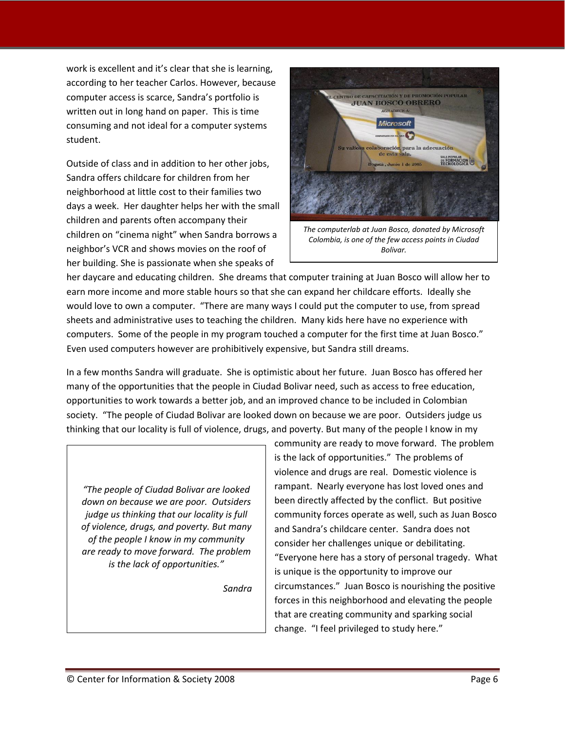work is excellent and it's clear that she is learning, according to her teacher Carlos. However, because computer access is scarce, Sandra's portfolio is written out in long hand on paper. This is time consuming and not ideal for a computer systems student.

*The computerlab at Juan Bosco, donated by Microsoft Colombia, is one of the few access points in Ciudad Bolivar.*

Outside of class and in addition to her other jobs, Sandra offers childcare for children from her neighborhood at little cost to their families two days a week. Her daughter helps her with the small children and parents often accompany their children on "cinema night" when Sandra borrows a neighbor's VCR and shows movies on the roof of her building. She is passionate when she speaks of her daycare and educating children. She dreams that computer training at Juan Bosco will allow her to earn more income and more stable hours so that she can expand her childcare efforts. Ideally she would love to own a computer. "There are many ways I could put the computer to use, from spread sheets and administrative uses to teaching the children. Many kids here have no experience with computers. Some of the people in my program touched a computer for the first time at Juan Bosco." Even used computers however are prohibitively expensive, but Sandra still dreams.

In a few months Sandra will graduate. She is optimistic about her future. Juan Bosco has offered her many of the opportunities that the people in Ciudad Bolivar need, such as access to free education, opportunities to work towards a better job, and an improved chance to be included in Colombian society. "The people of Ciudad Bolivar are looked down on because we are poor. Outsiders judge us thinking that our locality is full of violence, drugs, and poverty. But many of the people I know in my community are ready to move forward. The problem is the lack of opportunities." The problems of violence and drugs are real. Domestic violence is rampant. Nearly everyone has lost loved ones and been directly affected by the conflict. But positive community forces operate as well, such as Juan Bosco and Sandra's childcare center. Sandra does not consider her challenges unique or debilitating. "Everyone here has a story of personal tragedy. What is unique is the opportunity to improve our circumstances." Juan Bosco is nourishing the positive forces in this neighborhood and elevating the people that are creating community and sparking social change. "I feel privileged to study here."

> *"The people of Ciudad Bolivar are looked down on because we are poor. Outsiders judge us thinking that our locality is full of violence, drugs, and poverty. But many of the people I know in my community are ready to move forward. The problem is the lack of opportunities."*
>
> *Sandra*

© Center for Information & Society 2008